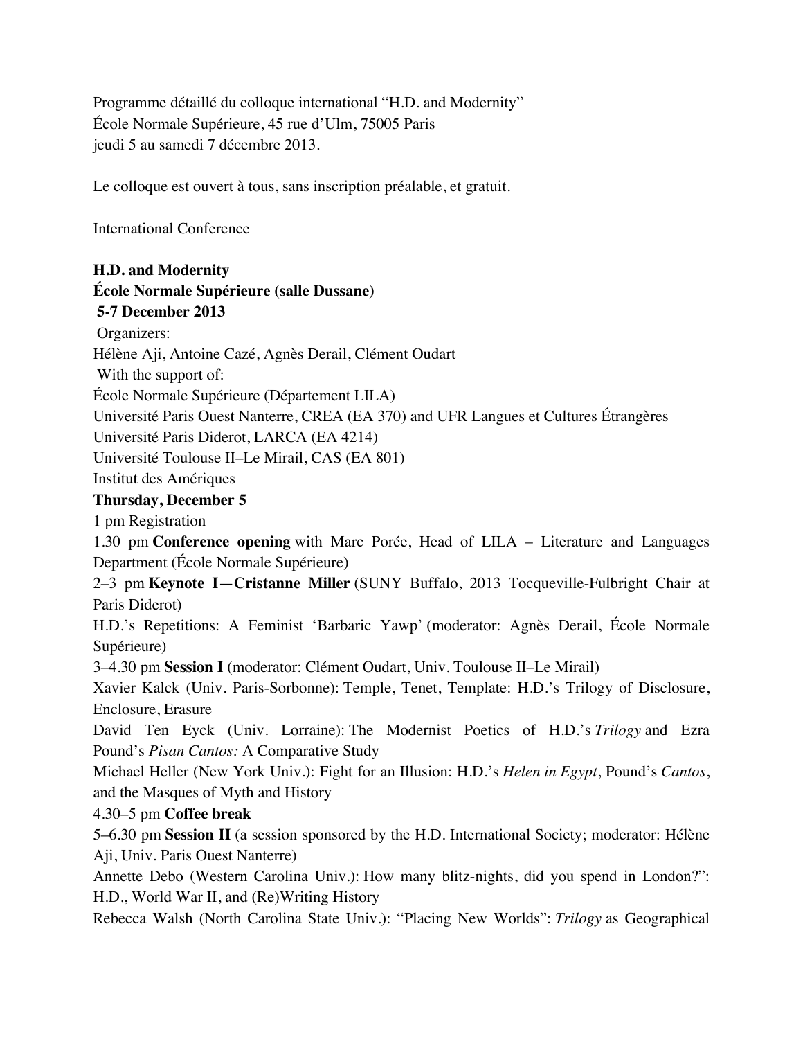Programme détaillé du colloque international “H.D. and Modernity”
École Normale Supérieure, 45 rue d’Ulm, 75005 Paris
jeudi 5 au samedi 7 décembre 2013.

Le colloque est ouvert à tous, sans inscription préalable, et gratuit.

International Conference

**H.D. and Modernity**
**École Normale Supérieure (salle Dussane)**
**5-7 December 2013**

Organizers:
Hélène Aji, Antoine Cazé, Agnès Derail, Clément Oudart

With the support of:
École Normale Supérieure (Département LILA)
Université Paris Ouest Nanterre, CREA (EA 370) and UFR Langues et Cultures Étrangères
Université Paris Diderot, LARCA (EA 4214)
Université Toulouse II–Le Mirail, CAS (EA 801)
Institut des Amériques

**Thursday, December 5**

1 pm Registration

1.30 pm **Conference opening** with Marc Porée, Head of LILA – Literature and Languages Department (École Normale Supérieure)

2–3 pm **Keynote I—Cristanne Miller** (SUNY Buffalo, 2013 Tocqueville-Fulbright Chair at Paris Diderot)
H.D.’s Repetitions: A Feminist ‘Barbaric Yawp’ (moderator: Agnès Derail, École Normale Supérieure)

3–4.30 pm **Session I** (moderator: Clément Oudart, Univ. Toulouse II–Le Mirail)
Xavier Kalck (Univ. Paris-Sorbonne): Temple, Tenet, Template: H.D.’s Trilogy of Disclosure, Enclosure, Erasure
David Ten Eyck (Univ. Lorraine): The Modernist Poetics of H.D.’s *Trilogy* and Ezra Pound’s *Pisan Cantos:* A Comparative Study
Michael Heller (New York Univ.): Fight for an Illusion: H.D.’s *Helen in Egypt*, Pound’s *Cantos*, and the Masques of Myth and History

4.30–5 pm **Coffee break**

5–6.30 pm **Session II** (a session sponsored by the H.D. International Society; moderator: Hélène Aji, Univ. Paris Ouest Nanterre)
Annette Debo (Western Carolina Univ.): How many blitz-nights, did you spend in London?”: H.D., World War II, and (Re)Writing History
Rebecca Walsh (North Carolina State Univ.): “Placing New Worlds”: *Trilogy* as Geographical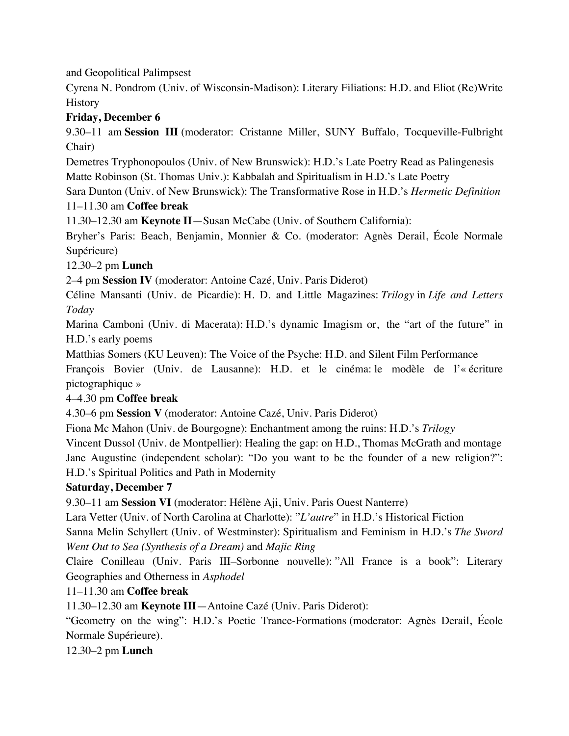and Geopolitical Palimpsest

Cyrena N. Pondrom (Univ. of Wisconsin-Madison): Literary Filiations: H.D. and Eliot (Re)Write History

**Friday, December 6**

9.30–11 am **Session III** (moderator: Cristanne Miller, SUNY Buffalo, Tocqueville-Fulbright Chair)

Demetres Tryphonopoulos (Univ. of New Brunswick): H.D.'s Late Poetry Read as Palingenesis

Matte Robinson (St. Thomas Univ.): Kabbalah and Spiritualism in H.D.'s Late Poetry

Sara Dunton (Univ. of New Brunswick): The Transformative Rose in H.D.'s *Hermetic Definition*

11–11.30 am **Coffee break**

11.30–12.30 am **Keynote II**—Susan McCabe (Univ. of Southern California): Bryher's Paris: Beach, Benjamin, Monnier & Co. (moderator: Agnès Derail, École Normale Supérieure)

12.30–2 pm **Lunch**

2–4 pm **Session IV** (moderator: Antoine Cazé, Univ. Paris Diderot)

Céline Mansanti (Univ. de Picardie): H. D. and Little Magazines: *Trilogy* in *Life and Letters Today*

Marina Camboni (Univ. di Macerata): H.D.'s dynamic Imagism or, the "art of the future" in H.D.'s early poems

Matthias Somers (KU Leuven): The Voice of the Psyche: H.D. and Silent Film Performance

François Bovier (Univ. de Lausanne): H.D. et le cinéma: le modèle de l'« écriture pictographique »

4–4.30 pm **Coffee break**

4.30–6 pm **Session V** (moderator: Antoine Cazé, Univ. Paris Diderot)

Fiona Mc Mahon (Univ. de Bourgogne): Enchantment among the ruins: H.D.'s *Trilogy*

Vincent Dussol (Univ. de Montpellier): Healing the gap: on H.D., Thomas McGrath and montage

Jane Augustine (independent scholar): "Do you want to be the founder of a new religion?": H.D.'s Spiritual Politics and Path in Modernity

**Saturday, December 7**

9.30–11 am **Session VI** (moderator: Hélène Aji, Univ. Paris Ouest Nanterre)

Lara Vetter (Univ. of North Carolina at Charlotte): "*L'autre*" in H.D.'s Historical Fiction

Sanna Melin Schyllert (Univ. of Westminster): Spiritualism and Feminism in H.D.'s *The Sword Went Out to Sea (Synthesis of a Dream)* and *Majic Ring*

Claire Conilleau (Univ. Paris III–Sorbonne nouvelle): "All France is a book": Literary Geographies and Otherness in *Asphodel*

11–11.30 am **Coffee break**

11.30–12.30 am **Keynote III**—Antoine Cazé (Univ. Paris Diderot): "Geometry on the wing": H.D.'s Poetic Trance-Formations (moderator: Agnès Derail, École Normale Supérieure).

12.30–2 pm **Lunch**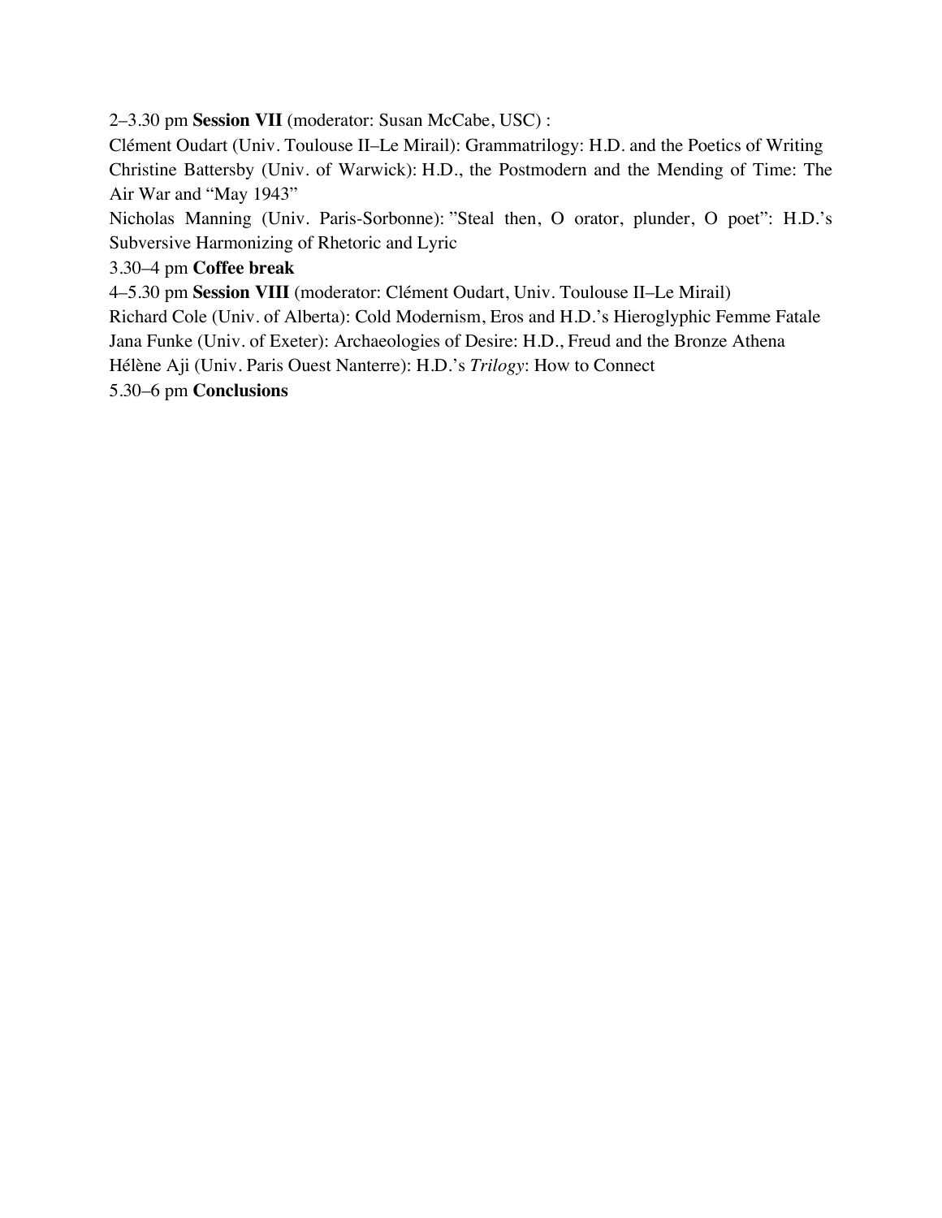2–3.30 pm **Session VII** (moderator: Susan McCabe, USC) :

Clément Oudart (Univ. Toulouse II–Le Mirail): Grammatrilogy: H.D. and the Poetics of Writing

Christine Battersby (Univ. of Warwick): H.D., the Postmodern and the Mending of Time: The Air War and "May 1943"

Nicholas Manning (Univ. Paris-Sorbonne): "Steal then, O orator, plunder, O poet": H.D.'s Subversive Harmonizing of Rhetoric and Lyric

3.30–4 pm **Coffee break**

4–5.30 pm **Session VIII** (moderator: Clément Oudart, Univ. Toulouse II–Le Mirail)

Richard Cole (Univ. of Alberta): Cold Modernism, Eros and H.D.'s Hieroglyphic Femme Fatale

Jana Funke (Univ. of Exeter): Archaeologies of Desire: H.D., Freud and the Bronze Athena

Hélène Aji (Univ. Paris Ouest Nanterre): H.D.'s *Trilogy*: How to Connect

5.30–6 pm **Conclusions**